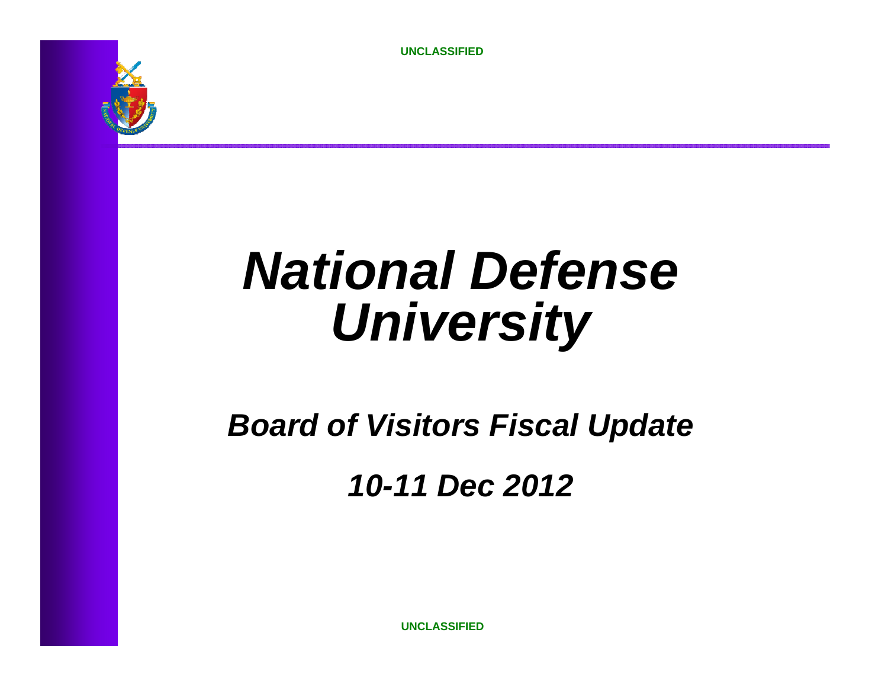UNCLASSIFIED

# *National Defense University*

## *Board of Visitors Fiscal Update*

## *10-11 Dec 2012*

UNCLASSIFIED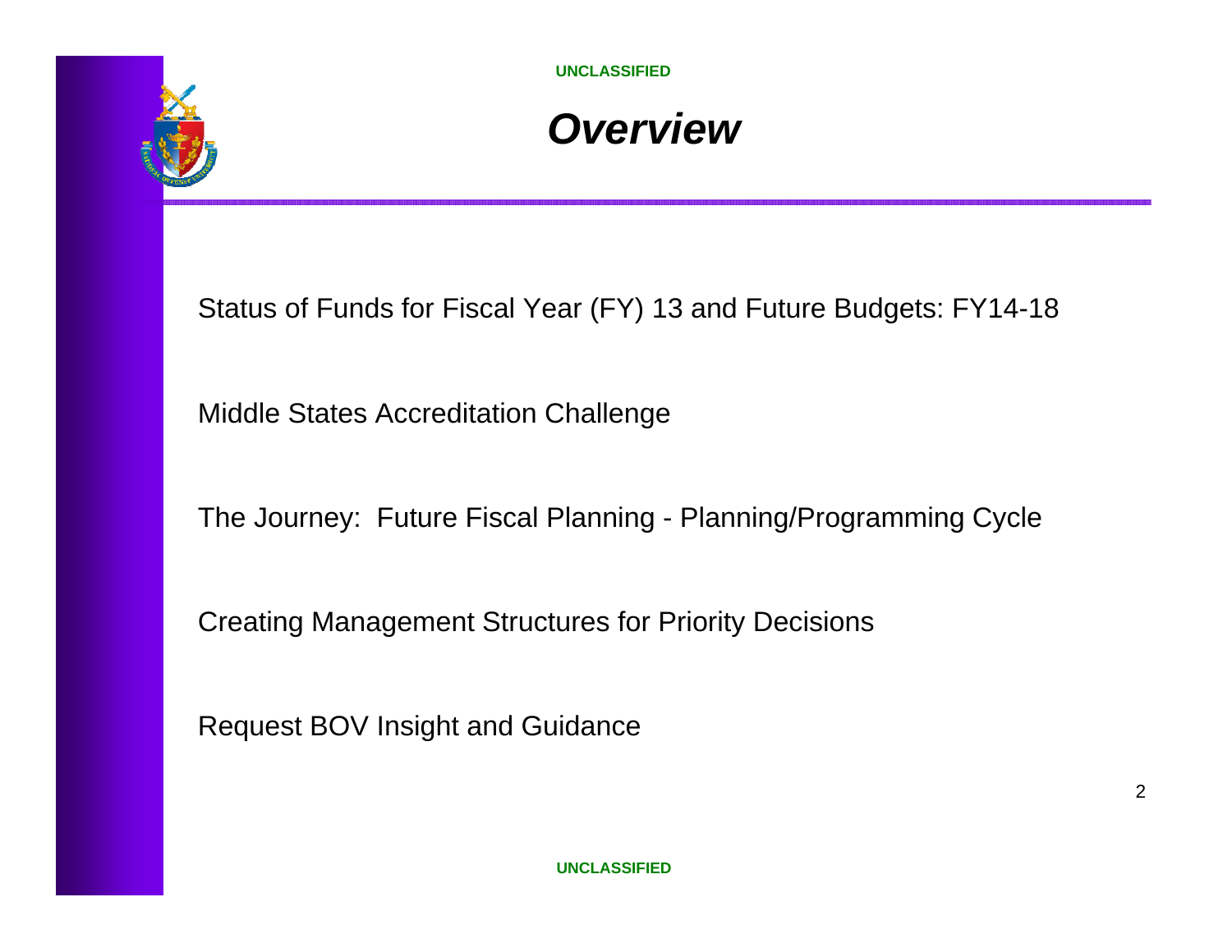# *Overview*

Status of Funds for Fiscal Year (FY) 13 and Future Budgets: FY14-18

Middle States Accreditation Challenge

The Journey:  Future Fiscal Planning - Planning/Programming Cycle

Creating Management Structures for Priority Decisions

Request BOV Insight and Guidance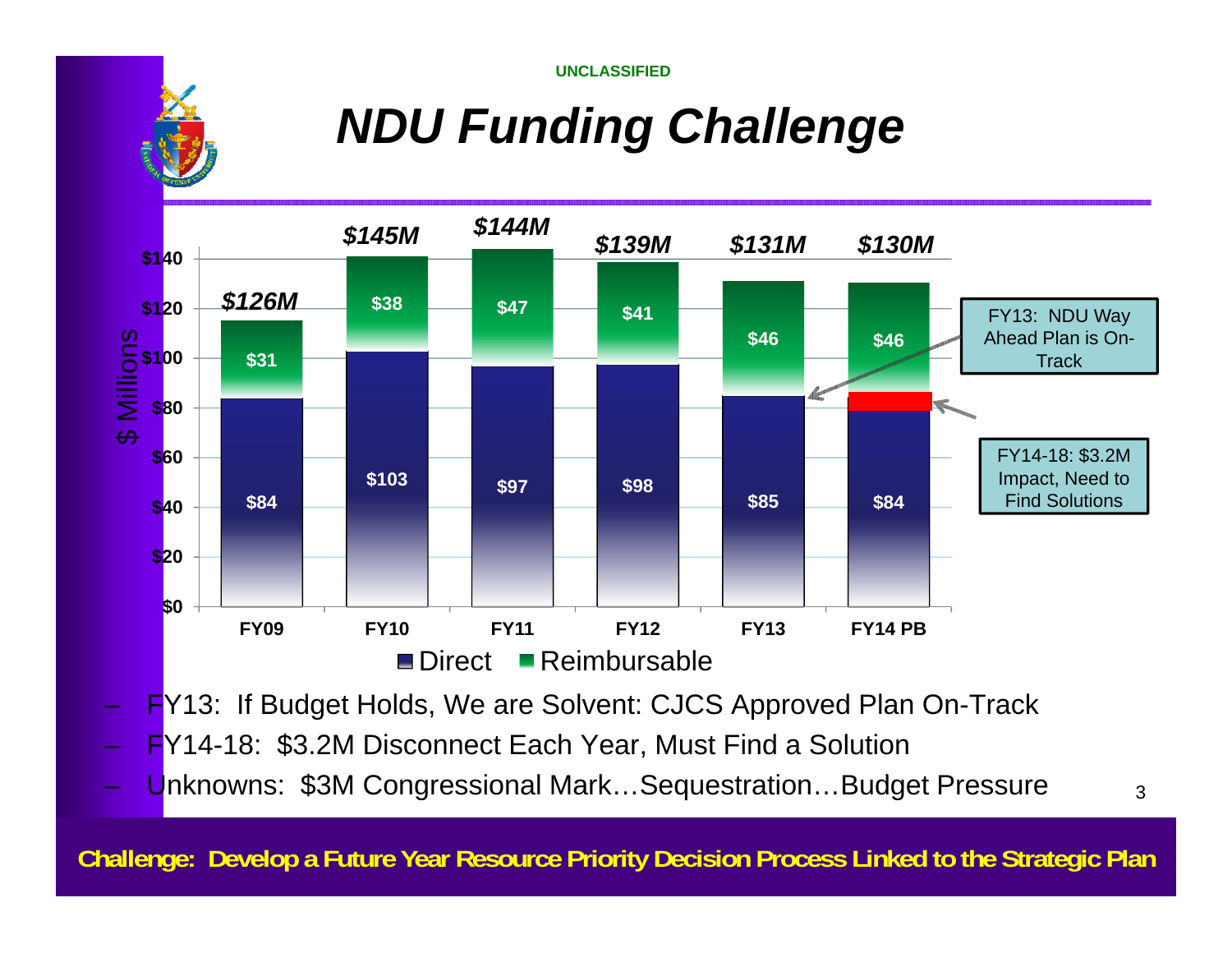UNCLASSIFIED

# NDU Funding Challenge

| | FY09 | FY10 | FY11 | FY12 | FY13 | FY14 PB |
|---|---|---|---|---|---|---|
| Total | $126M | $145M | $144M | $139M | $131M | $130M |
| Reimbursable | $31 | $38 | $47 | $41 | $46 | $46 |
| Direct | $84 | $103 | $97 | $98 | $85 | $84 |

$ Millions

FY13: NDU Way Ahead Plan is On-Track

FY14-18: $3.2M Impact, Need to Find Solutions

- FY13: If Budget Holds, We are Solvent: CJCS Approved Plan On-Track
- FY14-18: $3.2M Disconnect Each Year, Must Find a Solution
- Unknowns: $3M Congressional Mark…Sequestration…Budget Pressure

**Challenge: Develop a Future Year Resource Priority Decision Process Linked to the Strategic Plan**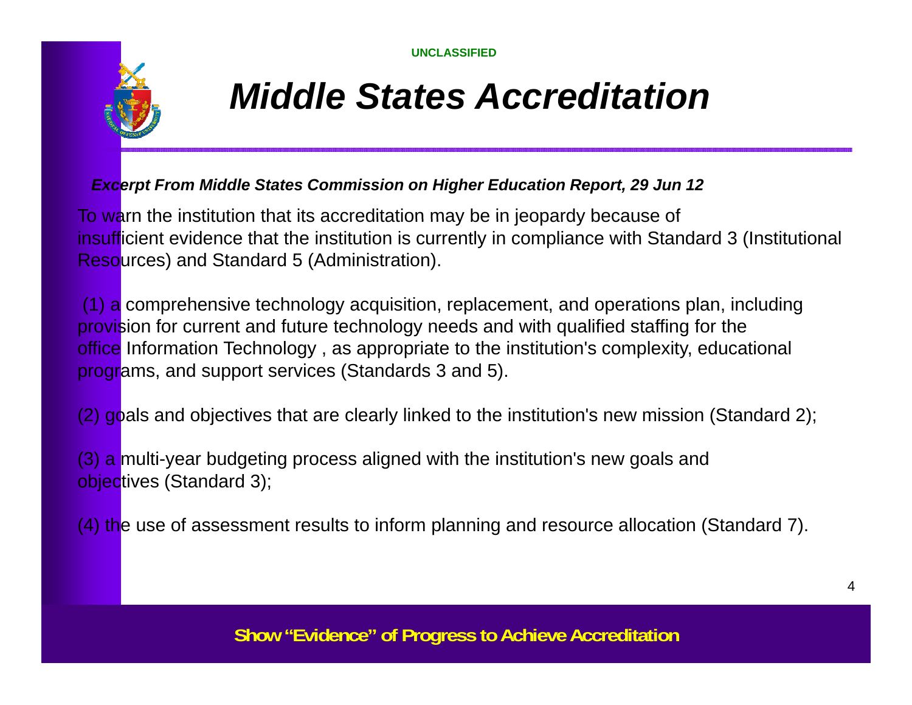UNCLASSIFIED

# Middle States Accreditation

***Excerpt From Middle States Commission on Higher Education Report, 29 Jun 12***

To warn the institution that its accreditation may be in jeopardy because of insufficient evidence that the institution is currently in compliance with Standard 3 (Institutional Resources) and Standard 5 (Administration).

(1) a comprehensive technology acquisition, replacement, and operations plan, including provision for current and future technology needs and with qualified staffing for the office Information Technology , as appropriate to the institution's complexity, educational programs, and support services (Standards 3 and 5).

(2) goals and objectives that are clearly linked to the institution's new mission (Standard 2);

(3) a multi-year budgeting process aligned with the institution's new goals and objectives (Standard 3);

(4) the use of assessment results to inform planning and resource allocation (Standard 7).

**Show "Evidence" of Progress to Achieve Accreditation**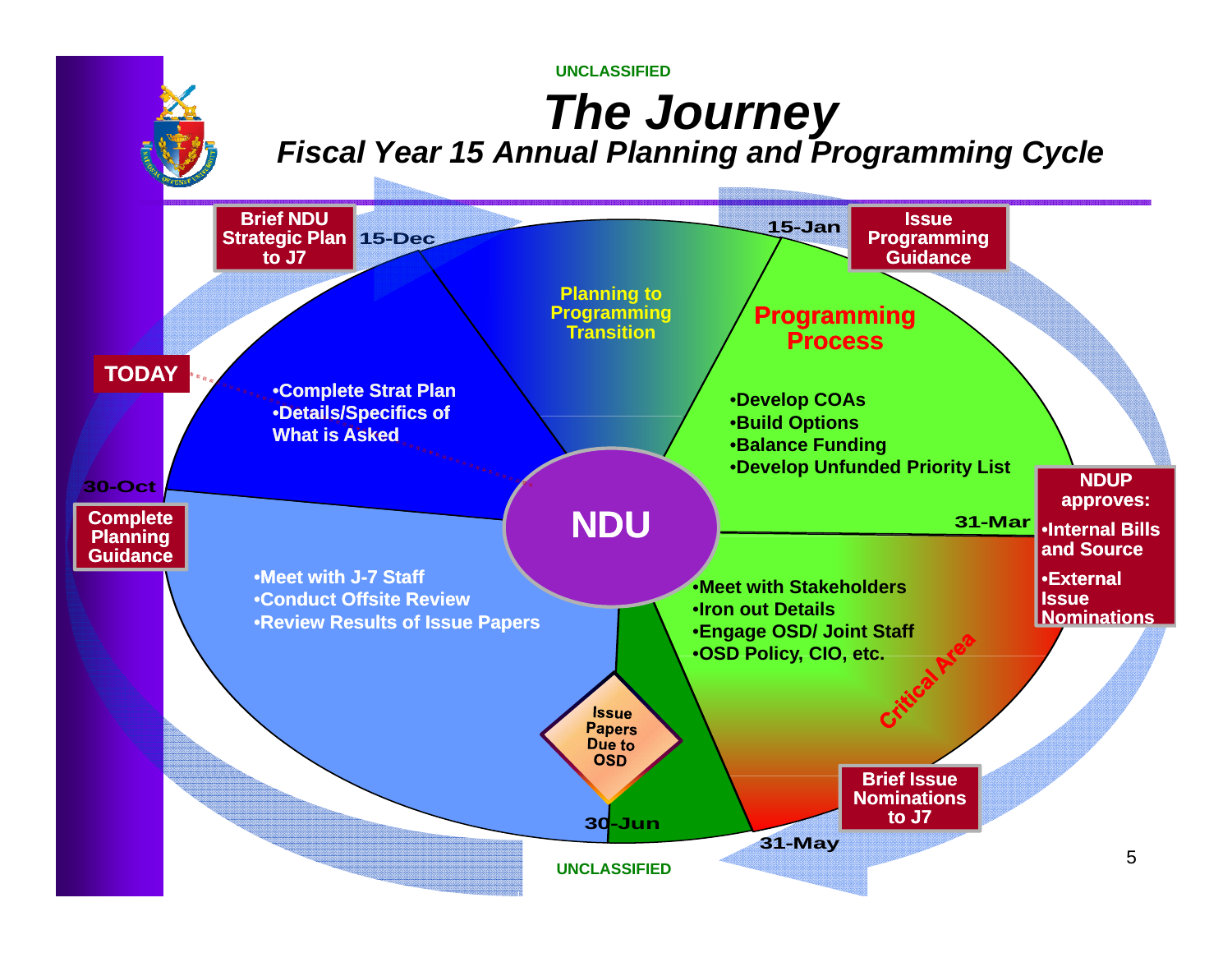# The Journey

## *Fiscal Year 15 Annual Planning and Programming Cycle*

**Brief NDU Strategic Plan to J7** — 15-Dec

**Issue Programming Guidance** — 15-Jan

**TODAY**

**Planning to Programming Transition**

**Programming Process**

- Develop COAs
- Build Options
- Balance Funding
- Develop Unfunded Priority List

- Complete Strat Plan
- Details/Specifics of What is Asked

**30-Oct** — **Complete Planning Guidance**

**NDU**

**31-Mar** — **NDUP approves:**

- Internal Bills and Source
- External Issue Nominations

- Meet with J-7 Staff
- Conduct Offsite Review
- Review Results of Issue Papers

- Meet with Stakeholders
- Iron out Details
- Engage OSD/ Joint Staff
- OSD Policy, CIO, etc.

**Critical Area**

**Issue Papers Due to OSD** — 30-Jun

**31-May** — **Brief Issue Nominations to J7**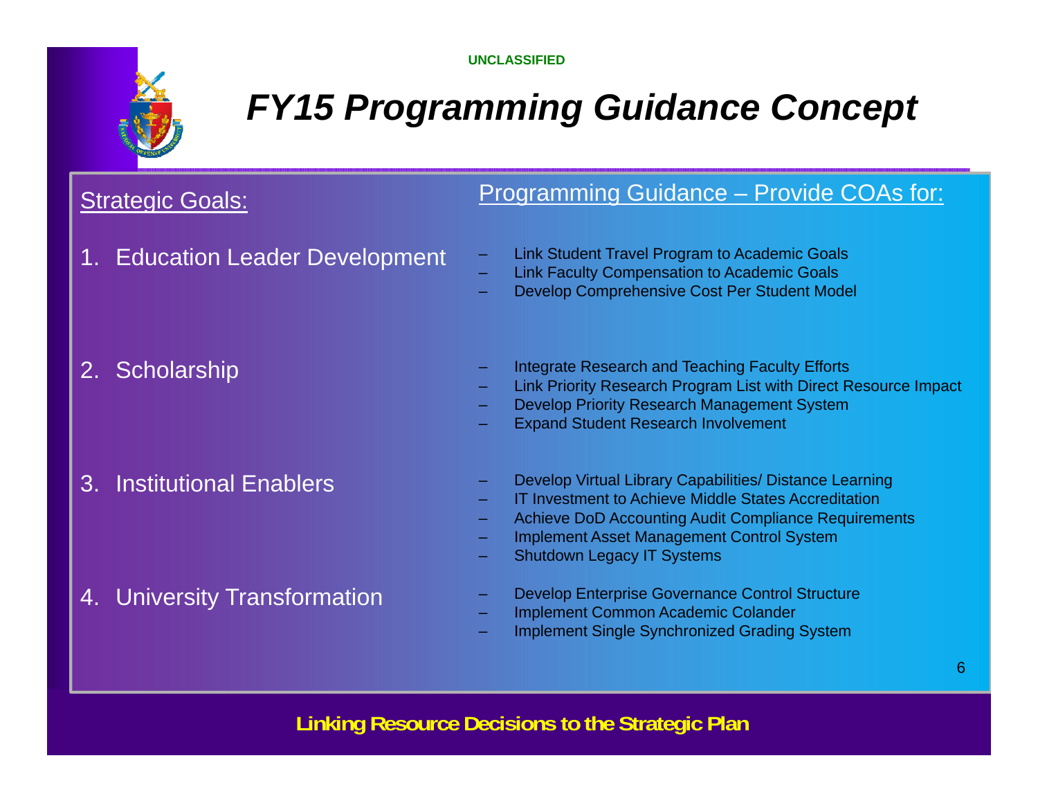UNCLASSIFIED

# *FY15 Programming Guidance Concept*

| Strategic Goals: | Programming Guidance – Provide COAs for: |
|---|---|
| 1. Education Leader Development | – Link Student Travel Program to Academic Goals<br>– Link Faculty Compensation to Academic Goals<br>– Develop Comprehensive Cost Per Student Model |
| 2. Scholarship | – Integrate Research and Teaching Faculty Efforts<br>– Link Priority Research Program List with Direct Resource Impact<br>– Develop Priority Research Management System<br>– Expand Student Research Involvement |
| 3. Institutional Enablers | – Develop Virtual Library Capabilities/ Distance Learning<br>– IT Investment to Achieve Middle States Accreditation<br>– Achieve DoD Accounting Audit Compliance Requirements<br>– Implement Asset Management Control System<br>– Shutdown Legacy IT Systems |
| 4. University Transformation | – Develop Enterprise Governance Control Structure<br>– Implement Common Academic Colander<br>– Implement Single Synchronized Grading System |

**Linking Resource Decisions to the Strategic Plan**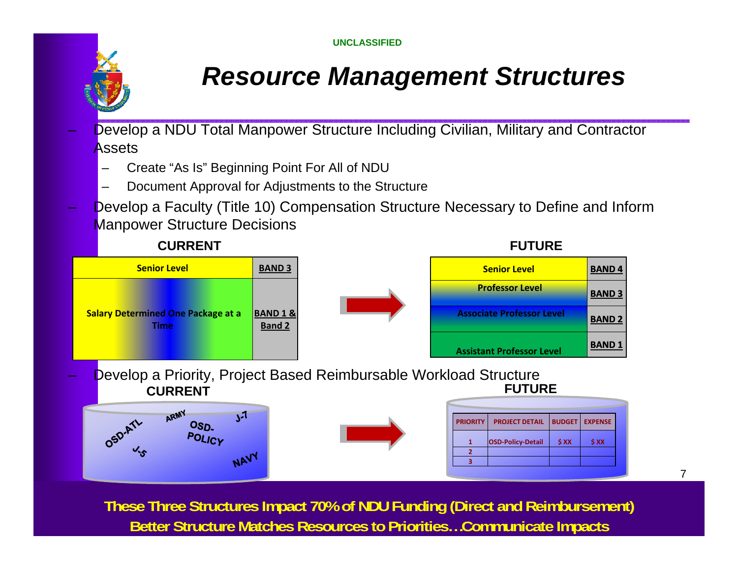UNCLASSIFIED

# Resource Management Structures

- Develop a NDU Total Manpower Structure Including Civilian, Military and Contractor Assets
  - Create "As Is" Beginning Point For All of NDU
  - Document Approval for Adjustments to the Structure
- Develop a Faculty (Title 10) Compensation Structure Necessary to Define and Inform Manpower Structure Decisions

**CURRENT**

| Senior Level | BAND 3 |
|---|---|
| Salary Determined One Package at a Time | BAND 1 & Band 2 |

**FUTURE**

| Senior Level | BAND 4 |
|---|---|
| Professor Level | BAND 3 |
| Associate Professor Level | BAND 2 |
| Assistant Professor Level | BAND 1 |

- Develop a Priority, Project Based Reimbursable Workload Structure

**CURRENT**

OSD-ATL, ARMY, OSD-POLICY, J-7, J-5, NAVY

**FUTURE**

| PRIORITY | PROJECT DETAIL | BUDGET | EXPENSE |
|---|---|---|---|
| 1 | OSD-Policy-Detail | $ XX | $ XX |
| 2 | | | |
| 3 | | | |

**These Three Structures Impact 70% of NDU Funding (Direct and Reimbursement)**

**Better Structure Matches Resources to Priorities…Communicate Impacts**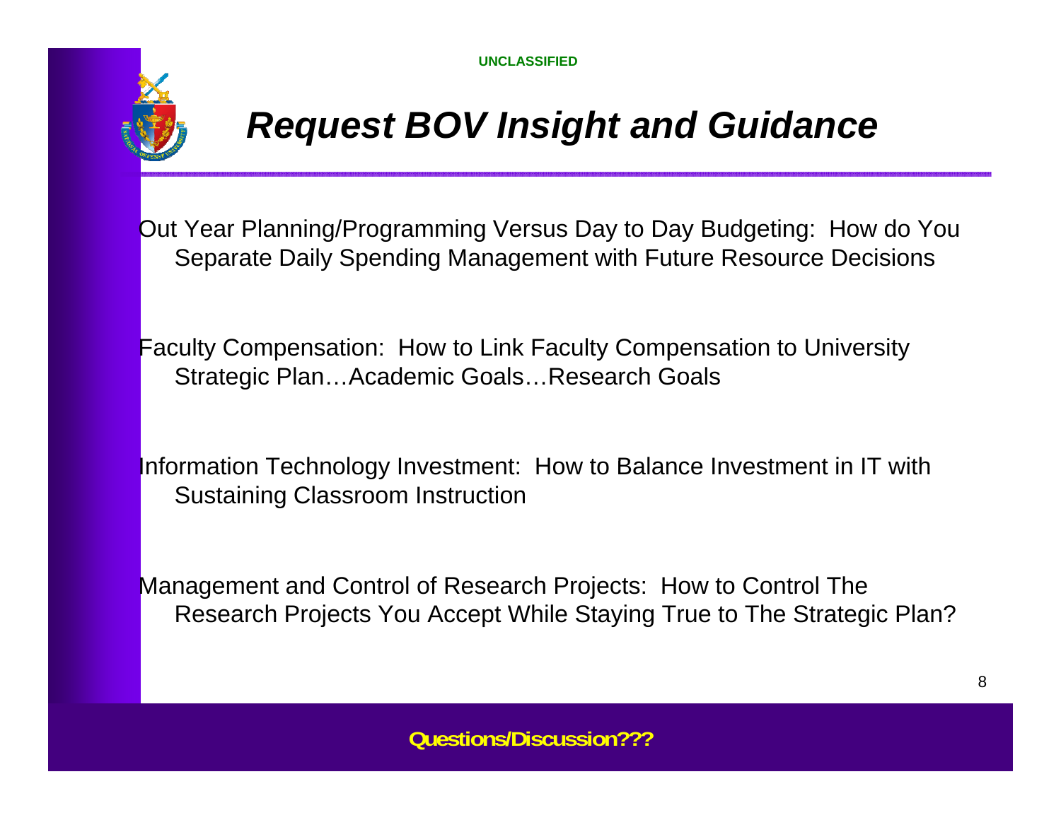UNCLASSIFIED

# *Request BOV Insight and Guidance*

Out Year Planning/Programming Versus Day to Day Budgeting: How do You Separate Daily Spending Management with Future Resource Decisions

Faculty Compensation: How to Link Faculty Compensation to University Strategic Plan…Academic Goals…Research Goals

Information Technology Investment: How to Balance Investment in IT with Sustaining Classroom Instruction

Management and Control of Research Projects: How to Control The Research Projects You Accept While Staying True to The Strategic Plan?

**Questions/Discussion???**